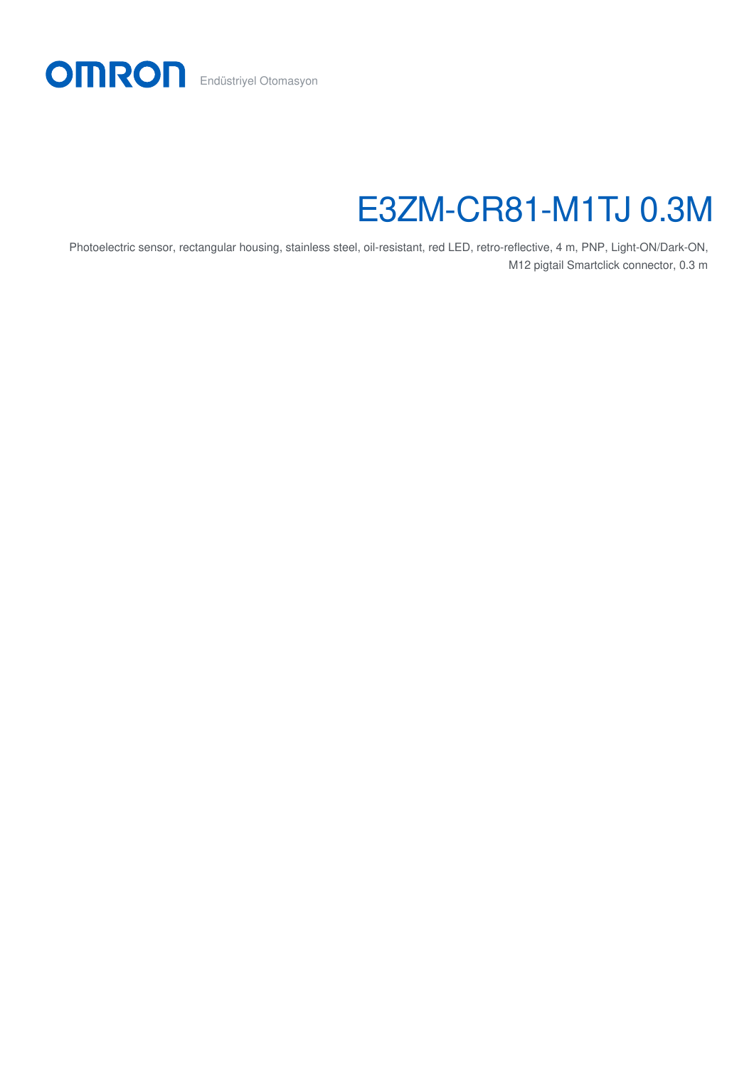OMRON Endüstriyel Otomasyon

# E3ZM-CR81-M1TJ 0.3M

Photoelectric sensor, rectangular housing, stainless steel, oil-resistant, red LED, retro-reflective, 4 m, PNP, Light-ON/Dark-ON, M12 pigtail Smartclick connector, 0.3 m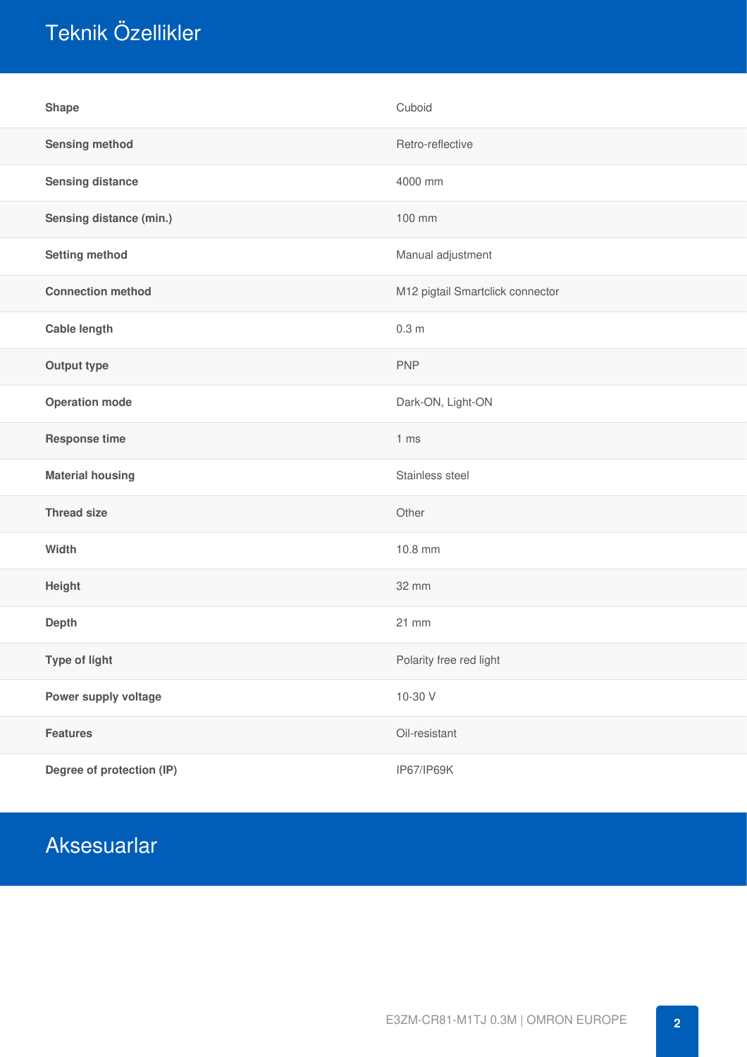# Teknik Özellikler

| | |
|---|---|
| **Shape** | Cuboid |
| **Sensing method** | Retro-reflective |
| **Sensing distance** | 4000 mm |
| **Sensing distance (min.)** | 100 mm |
| **Setting method** | Manual adjustment |
| **Connection method** | M12 pigtail Smartclick connector |
| **Cable length** | 0.3 m |
| **Output type** | PNP |
| **Operation mode** | Dark-ON, Light-ON |
| **Response time** | 1 ms |
| **Material housing** | Stainless steel |
| **Thread size** | Other |
| **Width** | 10.8 mm |
| **Height** | 32 mm |
| **Depth** | 21 mm |
| **Type of light** | Polarity free red light |
| **Power supply voltage** | 10-30 V |
| **Features** | Oil-resistant |
| **Degree of protection (IP)** | IP67/IP69K |

# Aksesuarlar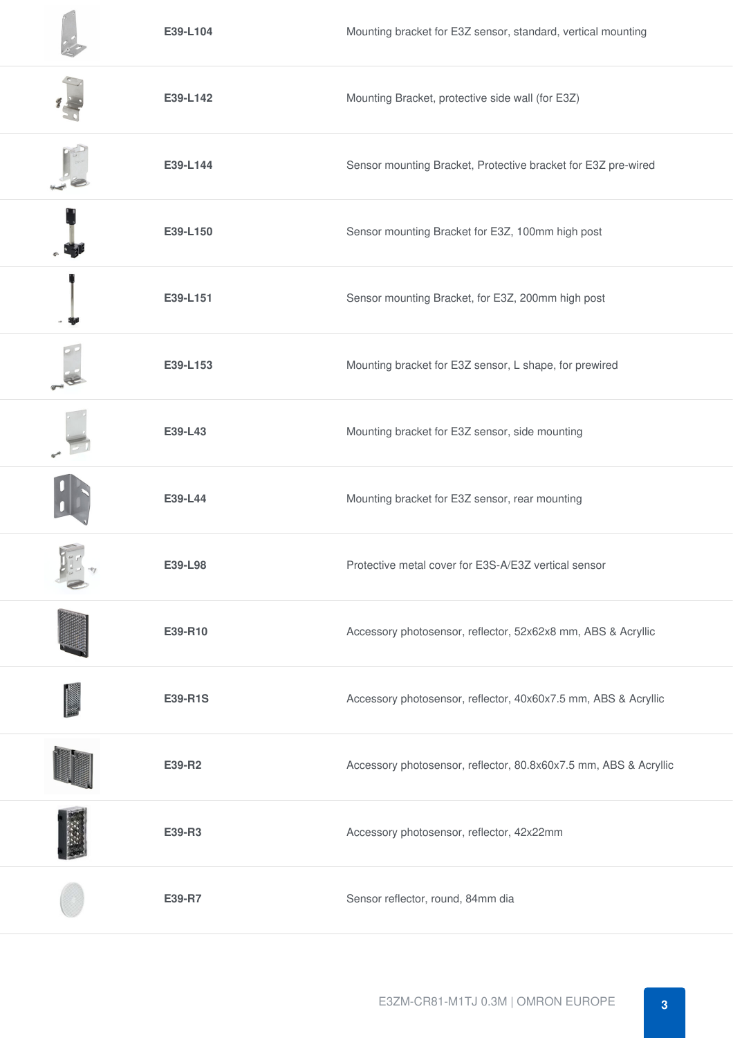| | | |
|---|---|---|
| | **E39-L104** | Mounting bracket for E3Z sensor, standard, vertical mounting |
| | **E39-L142** | Mounting Bracket, protective side wall (for E3Z) |
| | **E39-L144** | Sensor mounting Bracket, Protective bracket for E3Z pre-wired |
| | **E39-L150** | Sensor mounting Bracket for E3Z, 100mm high post |
| | **E39-L151** | Sensor mounting Bracket, for E3Z, 200mm high post |
| | **E39-L153** | Mounting bracket for E3Z sensor, L shape, for prewired |
| | **E39-L43** | Mounting bracket for E3Z sensor, side mounting |
| | **E39-L44** | Mounting bracket for E3Z sensor, rear mounting |
| | **E39-L98** | Protective metal cover for E3S-A/E3Z vertical sensor |
| | **E39-R10** | Accessory photosensor, reflector, 52x62x8 mm, ABS & Acryllic |
| | **E39-R1S** | Accessory photosensor, reflector, 40x60x7.5 mm, ABS & Acryllic |
| | **E39-R2** | Accessory photosensor, reflector, 80.8x60x7.5 mm, ABS & Acryllic |
| | **E39-R3** | Accessory photosensor, reflector, 42x22mm |
| | **E39-R7** | Sensor reflector, round, 84mm dia |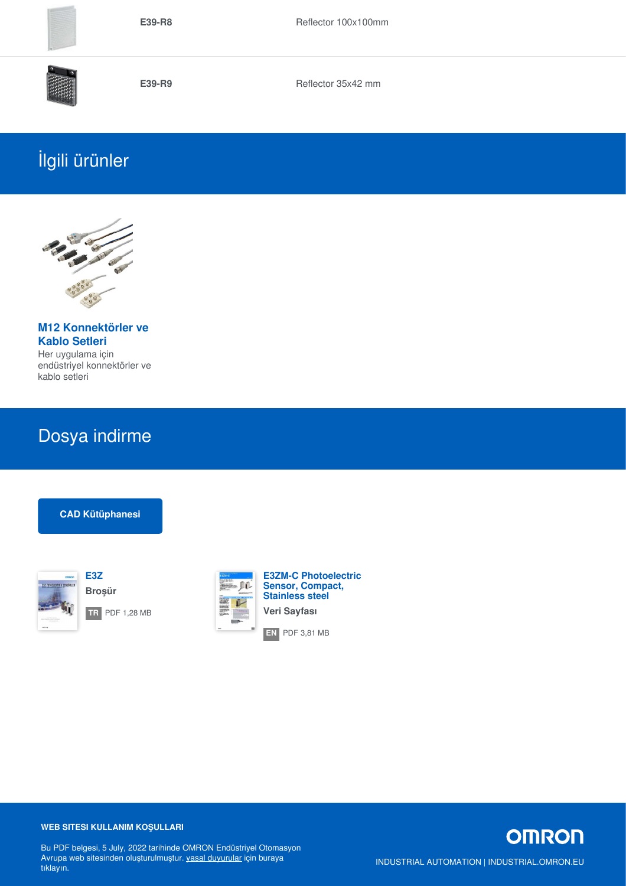| | | |
|---|---|---|
| | **E39-R8** | Reflector 100x100mm |
| | **E39-R9** | Reflector 35x42 mm |

## İlgili ürünler

**M12 Konnektörler ve Kablo Setleri**
Her uygulama için endüstriyel konnektörler ve kablo setleri

## Dosya indirme

**CAD Kütüphanesi**

**E3Z**
**Broşür**
TR PDF 1,28 MB

**E3ZM-C Photoelectric Sensor, Compact, Stainless steel**
**Veri Sayfası**
EN PDF 3,81 MB

**WEB SITESI KULLANIM KOŞULLARI**

Bu PDF belgesi, 5 July, 2022 tarihinde OMRON Endüstriyel Otomasyon Avrupa web sitesinden oluşturulmuştur. yasal duyurular için buraya tıklayın.

OMRON

INDUSTRIAL AUTOMATION | INDUSTRIAL.OMRON.EU